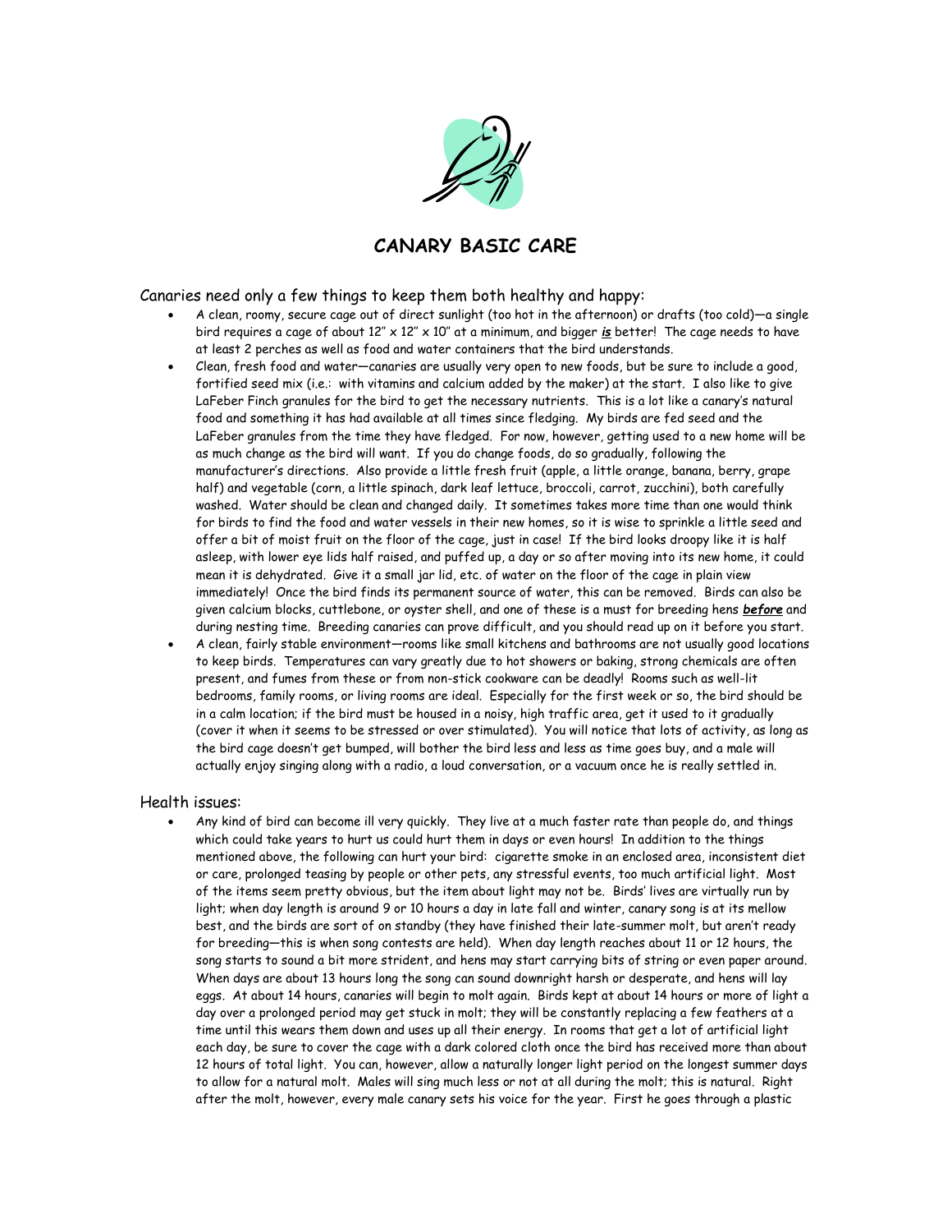# CANARY BASIC CARE

Canaries need only a few things to keep them both healthy and happy:

- A clean, roomy, secure cage out of direct sunlight (too hot in the afternoon) or drafts (too cold)—a single bird requires a cage of about 12" x 12" x 10" at a minimum, and bigger ***is*** better! The cage needs to have at least 2 perches as well as food and water containers that the bird understands.
- Clean, fresh food and water—canaries are usually very open to new foods, but be sure to include a good, fortified seed mix (i.e.: with vitamins and calcium added by the maker) at the start. I also like to give LaFeber Finch granules for the bird to get the necessary nutrients. This is a lot like a canary's natural food and something it has had available at all times since fledging. My birds are fed seed and the LaFeber granules from the time they have fledged. For now, however, getting used to a new home will be as much change as the bird will want. If you do change foods, do so gradually, following the manufacturer's directions. Also provide a little fresh fruit (apple, a little orange, banana, berry, grape half) and vegetable (corn, a little spinach, dark leaf lettuce, broccoli, carrot, zucchini), both carefully washed. Water should be clean and changed daily. It sometimes takes more time than one would think for birds to find the food and water vessels in their new homes, so it is wise to sprinkle a little seed and offer a bit of moist fruit on the floor of the cage, just in case! If the bird looks droopy like it is half asleep, with lower eye lids half raised, and puffed up, a day or so after moving into its new home, it could mean it is dehydrated. Give it a small jar lid, etc. of water on the floor of the cage in plain view immediately! Once the bird finds its permanent source of water, this can be removed. Birds can also be given calcium blocks, cuttlebone, or oyster shell, and one of these is a must for breeding hens ***before*** and during nesting time. Breeding canaries can prove difficult, and you should read up on it before you start.
- A clean, fairly stable environment—rooms like small kitchens and bathrooms are not usually good locations to keep birds. Temperatures can vary greatly due to hot showers or baking, strong chemicals are often present, and fumes from these or from non-stick cookware can be deadly! Rooms such as well-lit bedrooms, family rooms, or living rooms are ideal. Especially for the first week or so, the bird should be in a calm location; if the bird must be housed in a noisy, high traffic area, get it used to it gradually (cover it when it seems to be stressed or over stimulated). You will notice that lots of activity, as long as the bird cage doesn't get bumped, will bother the bird less and less as time goes buy, and a male will actually enjoy singing along with a radio, a loud conversation, or a vacuum once he is really settled in.

Health issues:

- Any kind of bird can become ill very quickly. They live at a much faster rate than people do, and things which could take years to hurt us could hurt them in days or even hours! In addition to the things mentioned above, the following can hurt your bird: cigarette smoke in an enclosed area, inconsistent diet or care, prolonged teasing by people or other pets, any stressful events, too much artificial light. Most of the items seem pretty obvious, but the item about light may not be. Birds' lives are virtually run by light; when day length is around 9 or 10 hours a day in late fall and winter, canary song is at its mellow best, and the birds are sort of on standby (they have finished their late-summer molt, but aren't ready for breeding—this is when song contests are held). When day length reaches about 11 or 12 hours, the song starts to sound a bit more strident, and hens may start carrying bits of string or even paper around. When days are about 13 hours long the song can sound downright harsh or desperate, and hens will lay eggs. At about 14 hours, canaries will begin to molt again. Birds kept at about 14 hours or more of light a day over a prolonged period may get stuck in molt; they will be constantly replacing a few feathers at a time until this wears them down and uses up all their energy. In rooms that get a lot of artificial light each day, be sure to cover the cage with a dark colored cloth once the bird has received more than about 12 hours of total light. You can, however, allow a naturally longer light period on the longest summer days to allow for a natural molt. Males will sing much less or not at all during the molt; this is natural. Right after the molt, however, every male canary sets his voice for the year. First he goes through a plastic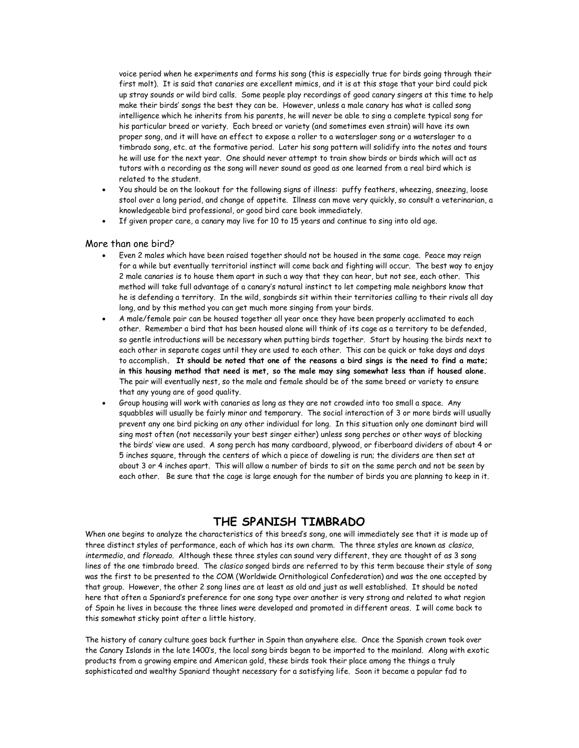voice period when he experiments and forms his song (this is especially true for birds going through their first molt). It is said that canaries are excellent mimics, and it is at this stage that your bird could pick up stray sounds or wild bird calls. Some people play recordings of good canary singers at this time to help make their birds' songs the best they can be. However, unless a male canary has what is called song intelligence which he inherits from his parents, he will never be able to sing a complete typical song for his particular breed or variety. Each breed or variety (and sometimes even strain) will have its own proper song, and it will have an effect to expose a roller to a waterslager song or a waterslager to a timbrado song, etc. at the formative period. Later his song pattern will solidify into the notes and tours he will use for the next year. One should never attempt to train show birds or birds which will act as tutors with a recording as the song will never sound as good as one learned from a real bird which is related to the student.

- You should be on the lookout for the following signs of illness: puffy feathers, wheezing, sneezing, loose stool over a long period, and change of appetite. Illness can move very quickly, so consult a veterinarian, a knowledgeable bird professional, or good bird care book immediately.
- If given proper care, a canary may live for 10 to 15 years and continue to sing into old age.

## More than one bird?

- Even 2 males which have been raised together should not be housed in the same cage. Peace may reign for a while but eventually territorial instinct will come back and fighting will occur. The best way to enjoy 2 male canaries is to house them apart in such a way that they can hear, but not see, each other. This method will take full advantage of a canary's natural instinct to let competing male neighbors know that he is defending a territory. In the wild, songbirds sit within their territories calling to their rivals all day long, and by this method you can get much more singing from your birds.
- A male/female pair can be housed together all year once they have been properly acclimated to each other. Remember a bird that has been housed alone will think of its cage as a territory to be defended, so gentle introductions will be necessary when putting birds together. Start by housing the birds next to each other in separate cages until they are used to each other. This can be quick or take days and days to accomplish**. It should be noted that one of the reasons a bird sings is the need to find a mate; in this housing method that need is met, so the male may sing somewhat less than if housed alone.** The pair will eventually nest, so the male and female should be of the same breed or variety to ensure that any young are of good quality.
- Group housing will work with canaries as long as they are not crowded into too small a space. Any squabbles will usually be fairly minor and temporary. The social interaction of 3 or more birds will usually prevent any one bird picking on any other individual for long. In this situation only one dominant bird will sing most often (not necessarily your best singer either) unless song perches or other ways of blocking the birds' view are used. A song perch has many cardboard, plywood, or fiberboard dividers of about 4 or 5 inches square, through the centers of which a piece of doweling is run; the dividers are then set at about 3 or 4 inches apart. This will allow a number of birds to sit on the same perch and not be seen by each other. Be sure that the cage is large enough for the number of birds you are planning to keep in it.

# THE SPANISH TIMBRADO

When one begins to analyze the characteristics of this breed's song, one will immediately see that it is made up of three distinct styles of performance, each of which has its own charm. The three styles are known as *clasico*, *intermedio*, and *floreado*. Although these three styles can sound very different, they are thought of as 3 song lines of the one timbrado breed. The *clasico* songed birds are referred to by this term because their style of song was the first to be presented to the COM (Worldwide Ornithological Confederation) and was the one accepted by that group. However, the other 2 song lines are at least as old and just as well established. It should be noted here that often a Spaniard's preference for one song type over another is very strong and related to what region of Spain he lives in because the three lines were developed and promoted in different areas. I will come back to this somewhat sticky point after a little history.

The history of canary culture goes back further in Spain than anywhere else. Once the Spanish crown took over the Canary Islands in the late 1400's, the local song birds began to be imported to the mainland. Along with exotic products from a growing empire and American gold, these birds took their place among the things a truly sophisticated and wealthy Spaniard thought necessary for a satisfying life. Soon it became a popular fad to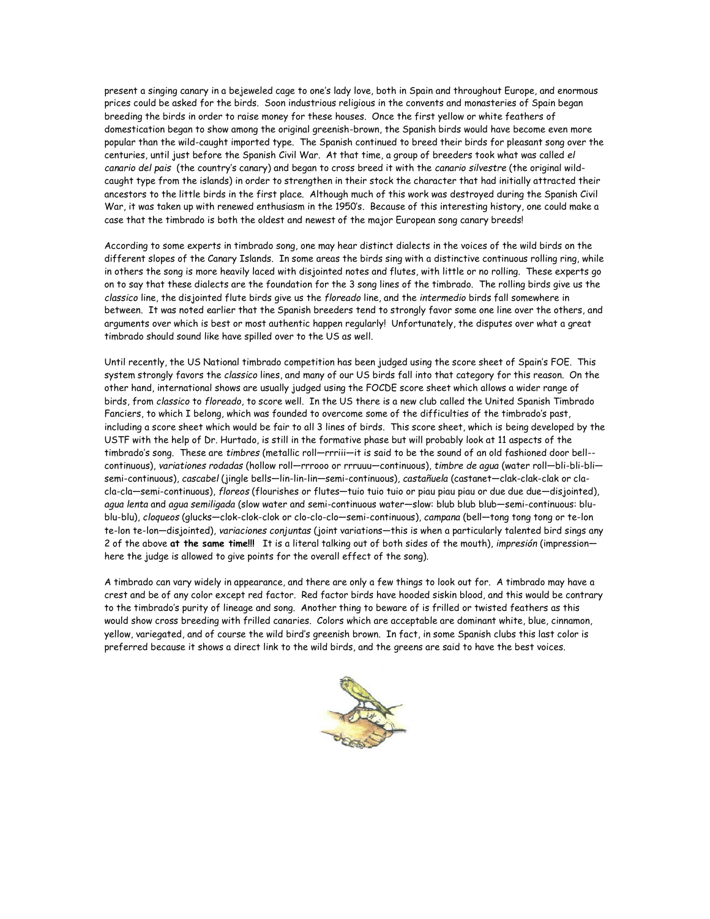present a singing canary in a bejeweled cage to one's lady love, both in Spain and throughout Europe, and enormous prices could be asked for the birds. Soon industrious religious in the convents and monasteries of Spain began breeding the birds in order to raise money for these houses. Once the first yellow or white feathers of domestication began to show among the original greenish-brown, the Spanish birds would have become even more popular than the wild-caught imported type. The Spanish continued to breed their birds for pleasant song over the centuries, until just before the Spanish Civil War. At that time, a group of breeders took what was called *el canario del pais* (the country's canary) and began to cross breed it with the *canario silvestre* (the original wild-caught type from the islands) in order to strengthen in their stock the character that had initially attracted their ancestors to the little birds in the first place. Although much of this work was destroyed during the Spanish Civil War, it was taken up with renewed enthusiasm in the 1950's. Because of this interesting history, one could make a case that the timbrado is both the oldest and newest of the major European song canary breeds!

According to some experts in timbrado song, one may hear distinct dialects in the voices of the wild birds on the different slopes of the Canary Islands. In some areas the birds sing with a distinctive continuous rolling ring, while in others the song is more heavily laced with disjointed notes and flutes, with little or no rolling. These experts go on to say that these dialects are the foundation for the 3 song lines of the timbrado. The rolling birds give us the *classico* line, the disjointed flute birds give us the *floreado* line, and the *intermedio* birds fall somewhere in between. It was noted earlier that the Spanish breeders tend to strongly favor some one line over the others, and arguments over which is best or most authentic happen regularly! Unfortunately, the disputes over what a great timbrado should sound like have spilled over to the US as well.

Until recently, the US National timbrado competition has been judged using the score sheet of Spain's FOE. This system strongly favors the *classico* lines, and many of our US birds fall into that category for this reason. On the other hand, international shows are usually judged using the FOCDE score sheet which allows a wider range of birds, from *classico* to *floreado*, to score well. In the US there is a new club called the United Spanish Timbrado Fanciers, to which I belong, which was founded to overcome some of the difficulties of the timbrado's past, including a score sheet which would be fair to all 3 lines of birds. This score sheet, which is being developed by the USTF with the help of Dr. Hurtado, is still in the formative phase but will probably look at 11 aspects of the timbrado's song. These are *timbres* (metallic roll—rrriii—it is said to be the sound of an old fashioned door bell--continuous), *variaciones rodadas* (hollow roll—rrrooo or rrruuu—continuous), *timbre de agua* (water roll—bli-bli-bli—semi-continuous), *cascabel* (jingle bells—lin-lin-lin—semi-continuous), *castañuela* (castanet—clak-clak-clak or cla-cla-cla—semi-continuous), *floreos* (flourishes or flutes—tuio tuio tuio or piau piau piau or due due due—disjointed), *agua lenta* and *agua semiligada* (slow water and semi-continuous water—slow: blub blub blub—semi-continuous: blu-blu-blu), *cloqueos* (glucks—clok-clok-clok or clo-clo-clo—semi-continuous), *campana* (bell—tong tong tong or te-lon te-lon te-lon—disjointed), *variaciones conjuntas* (joint variations—this is when a particularly talented bird sings any 2 of the above **at the same time!!!** It is a literal talking out of both sides of the mouth), *impresión* (impression—here the judge is allowed to give points for the overall effect of the song).

A timbrado can vary widely in appearance, and there are only a few things to look out for. A timbrado may have a crest and be of any color except red factor. Red factor birds have hooded siskin blood, and this would be contrary to the timbrado's purity of lineage and song. Another thing to beware of is frilled or twisted feathers as this would show cross breeding with frilled canaries. Colors which are acceptable are dominant white, blue, cinnamon, yellow, variegated, and of course the wild bird's greenish brown. In fact, in some Spanish clubs this last color is preferred because it shows a direct link to the wild birds, and the greens are said to have the best voices.